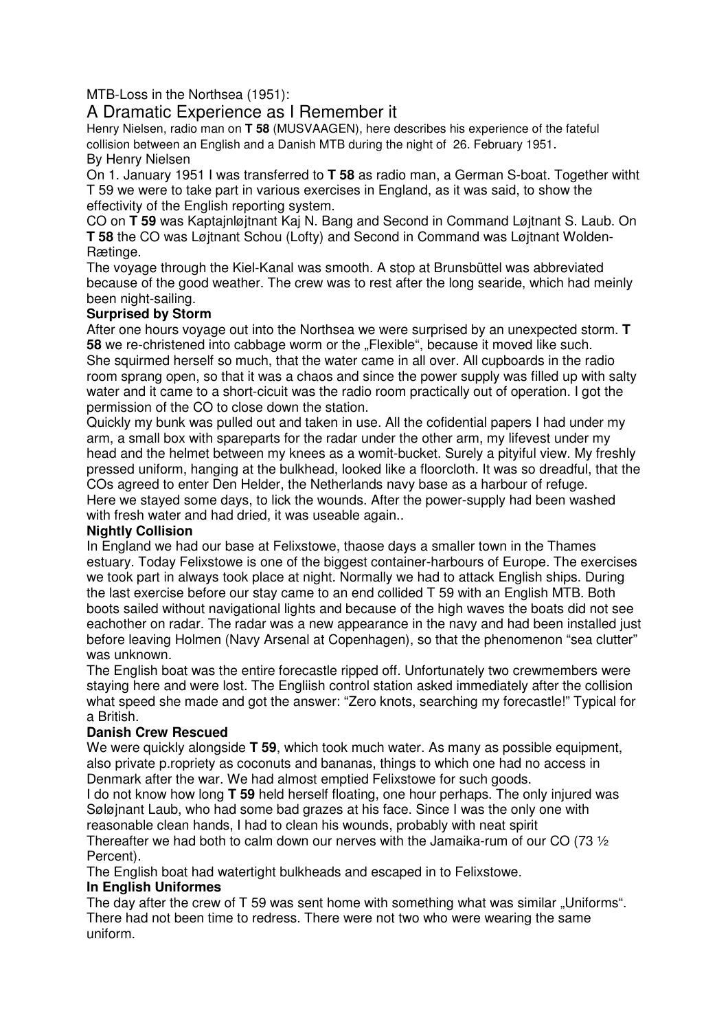MTB-Loss in the Northsea (1951):

# A Dramatic Experience as I Remember it

Henry Nielsen, radio man on **T 58** (MUSVAAGEN), here describes his experience of the fateful collision between an English and a Danish MTB during the night of 26. February 1951.

By Henry Nielsen

On 1. January 1951 I was transferred to **T 58** as radio man, a German S-boat. Together witht T 59 we were to take part in various exercises in England, as it was said, to show the effectivity of the English reporting system.

CO on **T 59** was Kaptajnløjtnant Kaj N. Bang and Second in Command Løjtnant S. Laub. On **T 58** the CO was Løjtnant Schou (Lofty) and Second in Command was Løjtnant Wolden-Rætinge.

The voyage through the Kiel-Kanal was smooth. A stop at Brunsbüttel was abbreviated because of the good weather. The crew was to rest after the long searide, which had meinly been night-sailing.

**Surprised by Storm**

After one hours voyage out into the Northsea we were surprised by an unexpected storm. **T 58** we re-christened into cabbage worm or the „Flexible“, because it moved like such. She squirmed herself so much, that the water came in all over. All cupboards in the radio room sprang open, so that it was a chaos and since the power supply was filled up with salty water and it came to a short-cicuit was the radio room practically out of operation. I got the permission of the CO to close down the station.

Quickly my bunk was pulled out and taken in use. All the cofidential papers I had under my arm, a small box with spareparts for the radar under the other arm, my lifevest under my head and the helmet between my knees as a womit-bucket. Surely a pityiful view. My freshly pressed uniform, hanging at the bulkhead, looked like a floorcloth. It was so dreadful, that the COs agreed to enter Den Helder, the Netherlands navy base as a harbour of refuge.

Here we stayed some days, to lick the wounds. After the power-supply had been washed with fresh water and had dried, it was useable again..

**Nightly Collision**

In England we had our base at Felixstowe, thaose days a smaller town in the Thames estuary. Today Felixstowe is one of the biggest container-harbours of Europe. The exercises we took part in always took place at night. Normally we had to attack English ships. During the last exercise before our stay came to an end collided T 59 with an English MTB. Both boots sailed without navigational lights and because of the high waves the boats did not see eachother on radar. The radar was a new appearance in the navy and had been installed just before leaving Holmen (Navy Arsenal at Copenhagen), so that the phenomenon “sea clutter” was unknown.

The English boat was the entire forecastle ripped off. Unfortunately two crewmembers were staying here and were lost. The Engliish control station asked immediately after the collision what speed she made and got the answer: “Zero knots, searching my forecastle!” Typical for a British.

**Danish Crew Rescued**

We were quickly alongside **T 59**, which took much water. As many as possible equipment, also private p.ropriety as coconuts and bananas, things to which one had no access in Denmark after the war. We had almost emptied Felixstowe for such goods.

I do not know how long **T 59** held herself floating, one hour perhaps. The only injured was Søløjnant Laub, who had some bad grazes at his face. Since I was the only one with reasonable clean hands, I had to clean his wounds, probably with neat spirit

Thereafter we had both to calm down our nerves with the Jamaika-rum of our CO (73 ½ Percent).

The English boat had watertight bulkheads and escaped in to Felixstowe.

**In English Uniformes**

The day after the crew of T 59 was sent home with something what was similar „Uniforms“. There had not been time to redress. There were not two who were wearing the same uniform.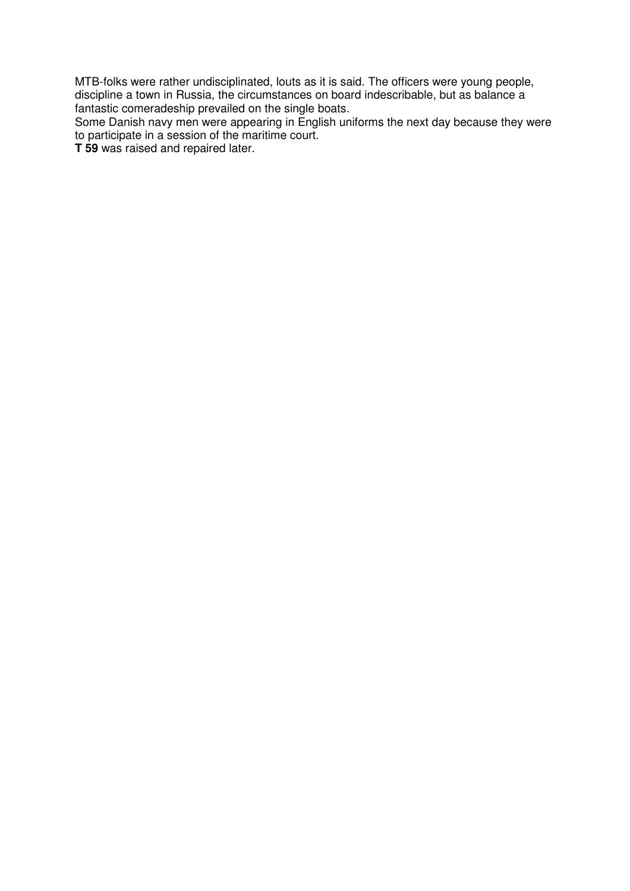MTB-folks were rather undisciplinated, louts as it is said. The officers were young people, discipline a town in Russia, the circumstances on board indescribable, but as balance a fantastic comeradeship prevailed on the single boats.
Some Danish navy men were appearing in English uniforms the next day because they were to participate in a session of the maritime court.
**T 59** was raised and repaired later.